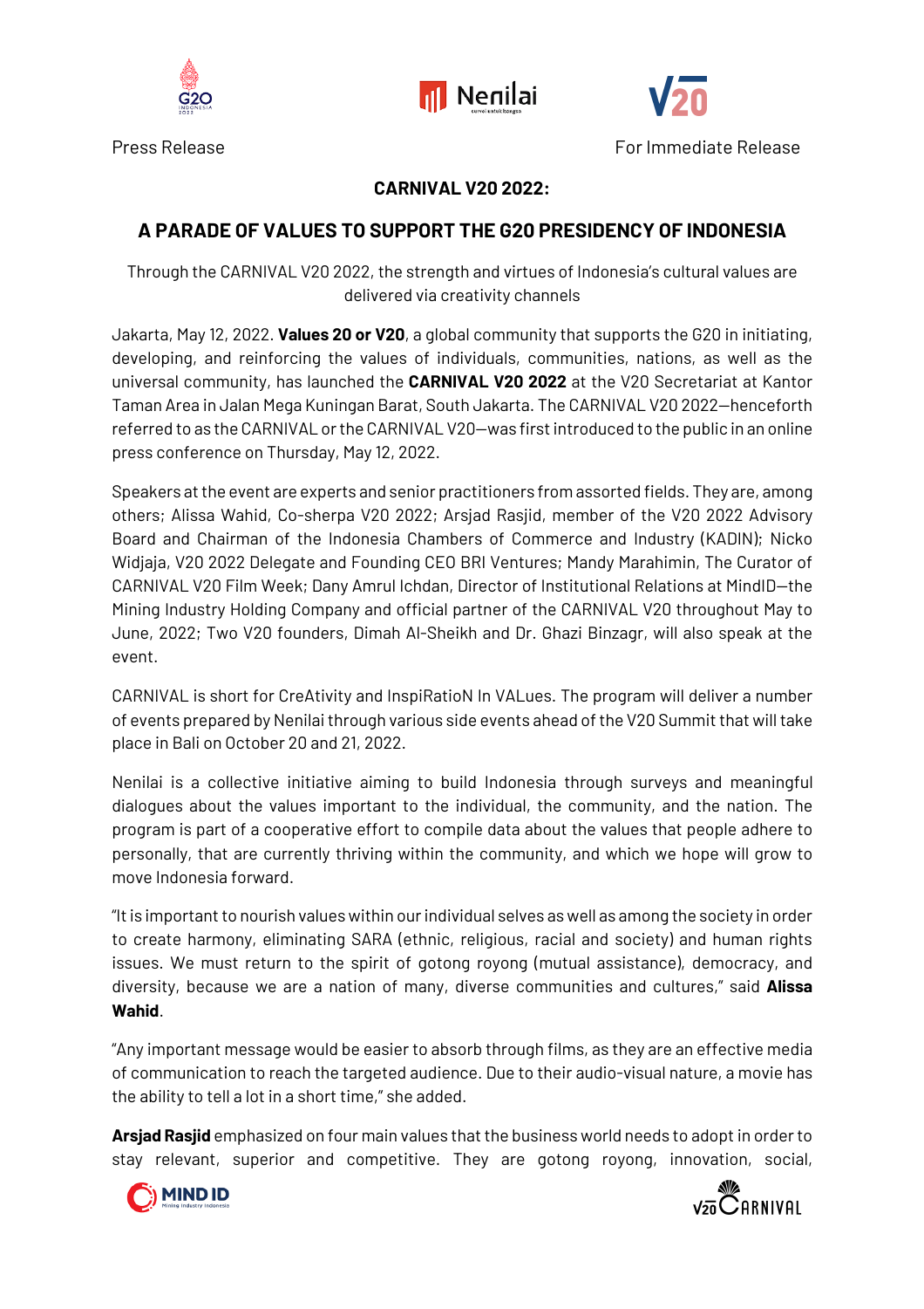Press Release

For Immediate Release

## CARNIVAL V20 2022:

## A PARADE OF VALUES TO SUPPORT THE G20 PRESIDENCY OF INDONESIA

Through the CARNIVAL V20 2022, the strength and virtues of Indonesia's cultural values are delivered via creativity channels

Jakarta, May 12, 2022. **Values 20 or V20**, a global community that supports the G20 in initiating, developing, and reinforcing the values of individuals, communities, nations, as well as the universal community, has launched the **CARNIVAL V20 2022** at the V20 Secretariat at Kantor Taman Area in Jalan Mega Kuningan Barat, South Jakarta. The CARNIVAL V20 2022—henceforth referred to as the CARNIVAL or the CARNIVAL V20—was first introduced to the public in an online press conference on Thursday, May 12, 2022.

Speakers at the event are experts and senior practitioners from assorted fields. They are, among others; Alissa Wahid, Co-sherpa V20 2022; Arsjad Rasjid, member of the V20 2022 Advisory Board and Chairman of the Indonesia Chambers of Commerce and Industry (KADIN); Nicko Widjaja, V20 2022 Delegate and Founding CEO BRI Ventures; Mandy Marahimin, The Curator of CARNIVAL V20 Film Week; Dany Amrul Ichdan, Director of Institutional Relations at MindID—the Mining Industry Holding Company and official partner of the CARNIVAL V20 throughout May to June, 2022; Two V20 founders, Dimah Al-Sheikh and Dr. Ghazi Binzagr, will also speak at the event.

CARNIVAL is short for CreAtivity and InspiRatioN In VALues. The program will deliver a number of events prepared by Nenilai through various side events ahead of the V20 Summit that will take place in Bali on October 20 and 21, 2022.

Nenilai is a collective initiative aiming to build Indonesia through surveys and meaningful dialogues about the values important to the individual, the community, and the nation. The program is part of a cooperative effort to compile data about the values that people adhere to personally, that are currently thriving within the community, and which we hope will grow to move Indonesia forward.

"It is important to nourish values within our individual selves as well as among the society in order to create harmony, eliminating SARA (ethnic, religious, racial and society) and human rights issues. We must return to the spirit of gotong royong (mutual assistance), democracy, and diversity, because we are a nation of many, diverse communities and cultures," said **Alissa Wahid**.

"Any important message would be easier to absorb through films, as they are an effective media of communication to reach the targeted audience. Due to their audio-visual nature, a movie has the ability to tell a lot in a short time," she added.

**Arsjad Rasjid** emphasized on four main values that the business world needs to adopt in order to stay relevant, superior and competitive. They are gotong royong, innovation, social,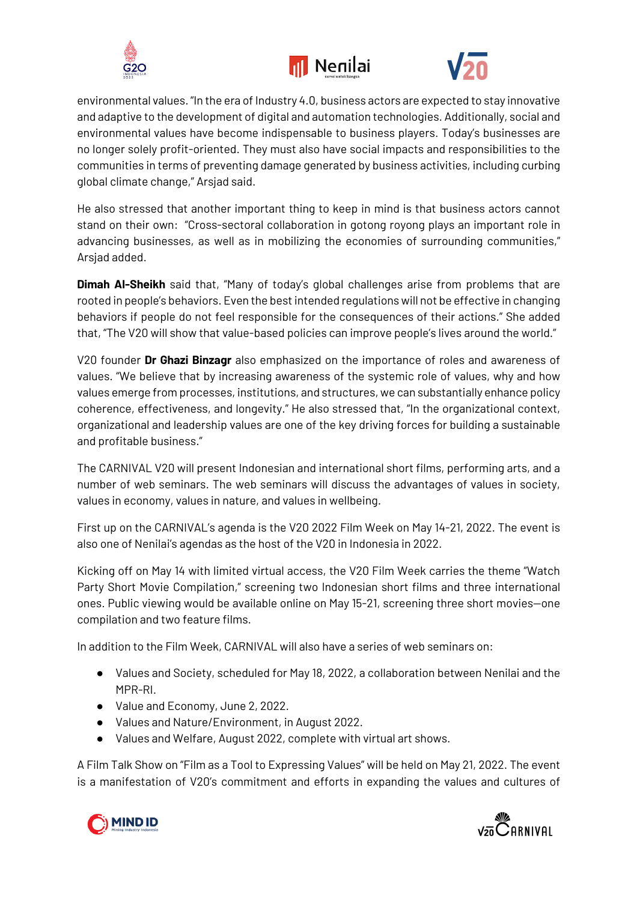environmental values. "In the era of Industry 4.0, business actors are expected to stay innovative and adaptive to the development of digital and automation technologies. Additionally, social and environmental values have become indispensable to business players. Today's businesses are no longer solely profit-oriented. They must also have social impacts and responsibilities to the communities in terms of preventing damage generated by business activities, including curbing global climate change," Arsjad said.

He also stressed that another important thing to keep in mind is that business actors cannot stand on their own: "Cross-sectoral collaboration in gotong royong plays an important role in advancing businesses, as well as in mobilizing the economies of surrounding communities," Arsjad added.

**Dimah Al-Sheikh** said that, "Many of today's global challenges arise from problems that are rooted in people's behaviors. Even the best intended regulations will not be effective in changing behaviors if people do not feel responsible for the consequences of their actions." She added that, "The V20 will show that value-based policies can improve people's lives around the world."

V20 founder **Dr Ghazi Binzagr** also emphasized on the importance of roles and awareness of values. "We believe that by increasing awareness of the systemic role of values, why and how values emerge from processes, institutions, and structures, we can substantially enhance policy coherence, effectiveness, and longevity." He also stressed that, "In the organizational context, organizational and leadership values are one of the key driving forces for building a sustainable and profitable business."

The CARNIVAL V20 will present Indonesian and international short films, performing arts, and a number of web seminars. The web seminars will discuss the advantages of values in society, values in economy, values in nature, and values in wellbeing.

First up on the CARNIVAL's agenda is the V20 2022 Film Week on May 14-21, 2022. The event is also one of Nenilai's agendas as the host of the V20 in Indonesia in 2022.

Kicking off on May 14 with limited virtual access, the V20 Film Week carries the theme "Watch Party Short Movie Compilation," screening two Indonesian short films and three international ones. Public viewing would be available online on May 15-21, screening three short movies—one compilation and two feature films.

In addition to the Film Week, CARNIVAL will also have a series of web seminars on:

- Values and Society, scheduled for May 18, 2022, a collaboration between Nenilai and the MPR-RI.
- Value and Economy, June 2, 2022.
- Values and Nature/Environment, in August 2022.
- Values and Welfare, August 2022, complete with virtual art shows.

A Film Talk Show on "Film as a Tool to Expressing Values" will be held on May 21, 2022. The event is a manifestation of V20's commitment and efforts in expanding the values and cultures of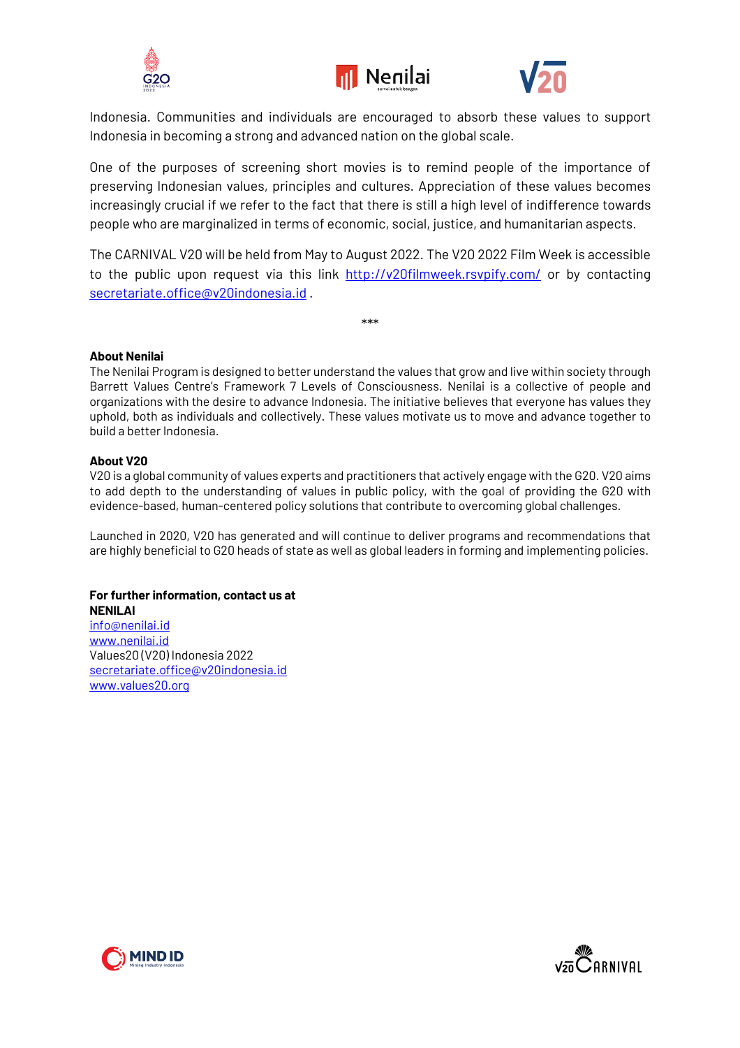Indonesia. Communities and individuals are encouraged to absorb these values to support Indonesia in becoming a strong and advanced nation on the global scale.

One of the purposes of screening short movies is to remind people of the importance of preserving Indonesian values, principles and cultures. Appreciation of these values becomes increasingly crucial if we refer to the fact that there is still a high level of indifference towards people who are marginalized in terms of economic, social, justice, and humanitarian aspects.

The CARNIVAL V20 will be held from May to August 2022. The V20 2022 Film Week is accessible to the public upon request via this link http://v20filmweek.rsvpify.com/ or by contacting secretariate.office@v20indonesia.id .

***

**About Nenilai**
The Nenilai Program is designed to better understand the values that grow and live within society through Barrett Values Centre's Framework 7 Levels of Consciousness. Nenilai is a collective of people and organizations with the desire to advance Indonesia. The initiative believes that everyone has values they uphold, both as individuals and collectively. These values motivate us to move and advance together to build a better Indonesia.

**About V20**
V20 is a global community of values experts and practitioners that actively engage with the G20. V20 aims to add depth to the understanding of values in public policy, with the goal of providing the G20 with evidence-based, human-centered policy solutions that contribute to overcoming global challenges.

Launched in 2020, V20 has generated and will continue to deliver programs and recommendations that are highly beneficial to G20 heads of state as well as global leaders in forming and implementing policies.

**For further information, contact us at**
**NENILAI**
info@nenilai.id
www.nenilai.id
Values20 (V20) Indonesia 2022
secretariate.office@v20indonesia.id
www.values20.org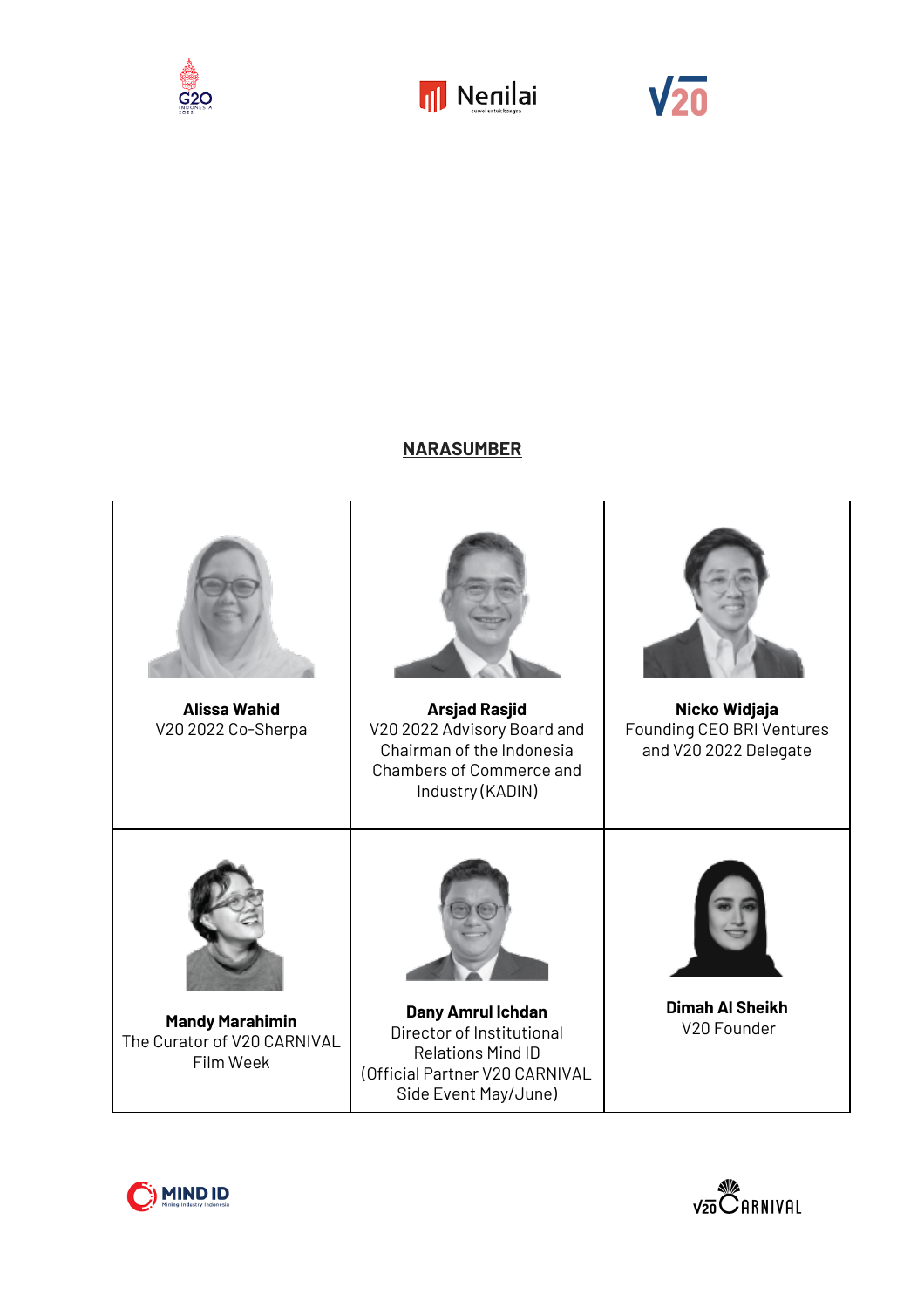## NARASUMBER

| | | |
|---|---|---|
| **Alissa Wahid**<br>V20 2022 Co-Sherpa | **Arsjad Rasjid**<br>V20 2022 Advisory Board and Chairman of the Indonesia Chambers of Commerce and Industry (KADIN) | **Nicko Widjaja**<br>Founding CEO BRI Ventures and V20 2022 Delegate |
| **Mandy Marahimin**<br>The Curator of V20 CARNIVAL Film Week | **Dany Amrul Ichdan**<br>Director of Institutional Relations Mind ID<br>(Official Partner V20 CARNIVAL Side Event May/June) | **Dimah Al Sheikh**<br>V20 Founder |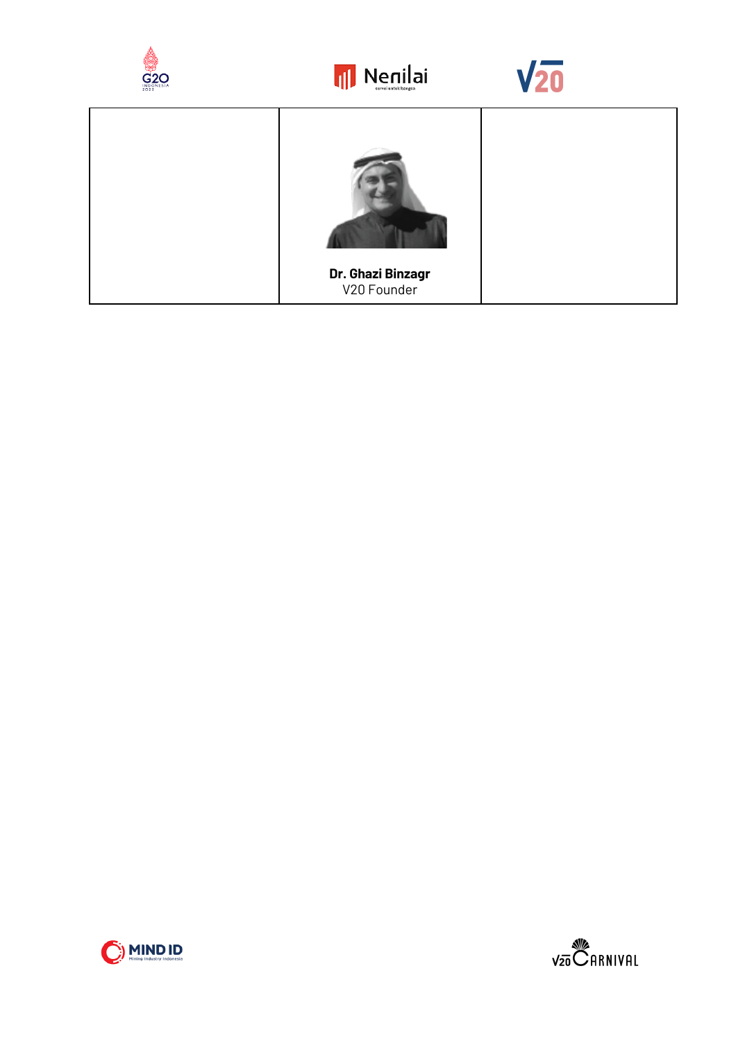| | | |
|---|---|---|
| | **Dr. Ghazi Binzagr**<br>V20 Founder | |